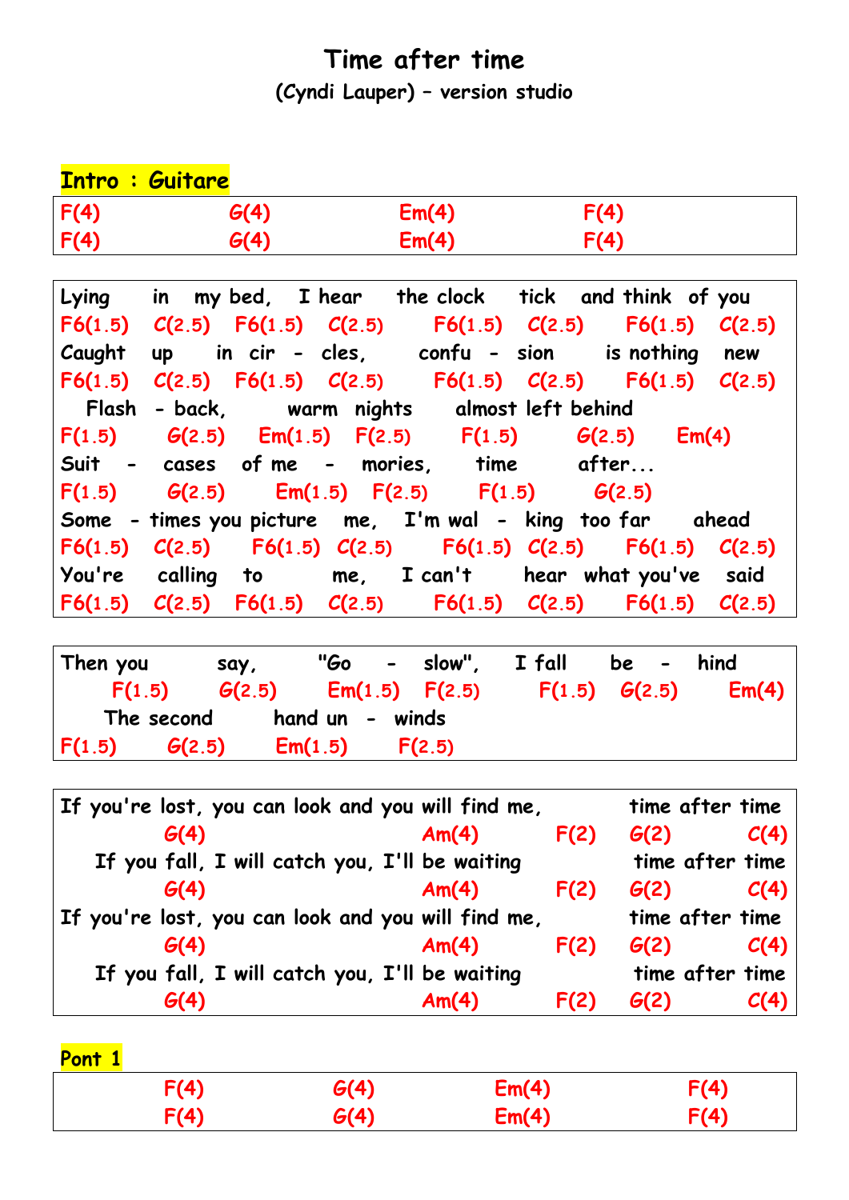# Time after time

**(Cyndi Lauper) – version studio**

**Intro : Guitare**

```
F(4)            G(4)            Em(4)            F(4)
F(4)            G(4)            Em(4)            F(4)
```

```
Lying     in    my bed,   I hear    the clock    tick   and think  of you
F6(1.5)   C(2.5)  F6(1.5)  C(2.5)    F6(1.5)  C(2.5)    F6(1.5)  C(2.5)
Caught    up     in  cir  -  cles,     confu  -  sion     is nothing   new
F6(1.5)   C(2.5)  F6(1.5)  C(2.5)    F6(1.5)  C(2.5)    F6(1.5)  C(2.5)
  Flash  - back,       warm  nights     almost left behind
F(1.5)     G(2.5)    Em(1.5)   F(2.5)     F(1.5)      G(2.5)     Em(4)
Suit   -   cases   of me   -   mories,     time       after...
F(1.5)     G(2.5)     Em(1.5)   F(2.5)     F(1.5)      G(2.5)
Some  - times you picture   me,   I'm wal  -  king  too far    ahead
F6(1.5)   C(2.5)    F6(1.5)  C(2.5)    F6(1.5)  C(2.5)    F6(1.5)  C(2.5)
You're    calling   to        me,    I can't     hear  what you've   said
F6(1.5)   C(2.5)  F6(1.5)  C(2.5)    F6(1.5)  C(2.5)    F6(1.5)  C(2.5)
```

```
Then you        say,       "Go    -   slow",    I fall     be   -   hind
    F(1.5)     G(2.5)     Em(1.5)   F(2.5)      F(1.5)   G(2.5)       Em(4)
    The second        hand un  -  winds
F(1.5)      G(2.5)      Em(1.5)      F(2.5)
```

```
If you're lost, you can look and you will find me,         time after time
             G(4)                     Am(4)          F(2)    G(2)       C(4)
   If you fall, I will catch you, I'll be waiting           time after time
             G(4)                     Am(4)          F(2)    G(2)       C(4)
If you're lost, you can look and you will find me,         time after time
             G(4)                     Am(4)          F(2)    G(2)       C(4)
   If you fall, I will catch you, I'll be waiting           time after time
             G(4)                     Am(4)          F(2)    G(2)       C(4)
```

**Pont 1**

```
         F(4)            G(4)            Em(4)            F(4)
         F(4)            G(4)            Em(4)            F(4)
```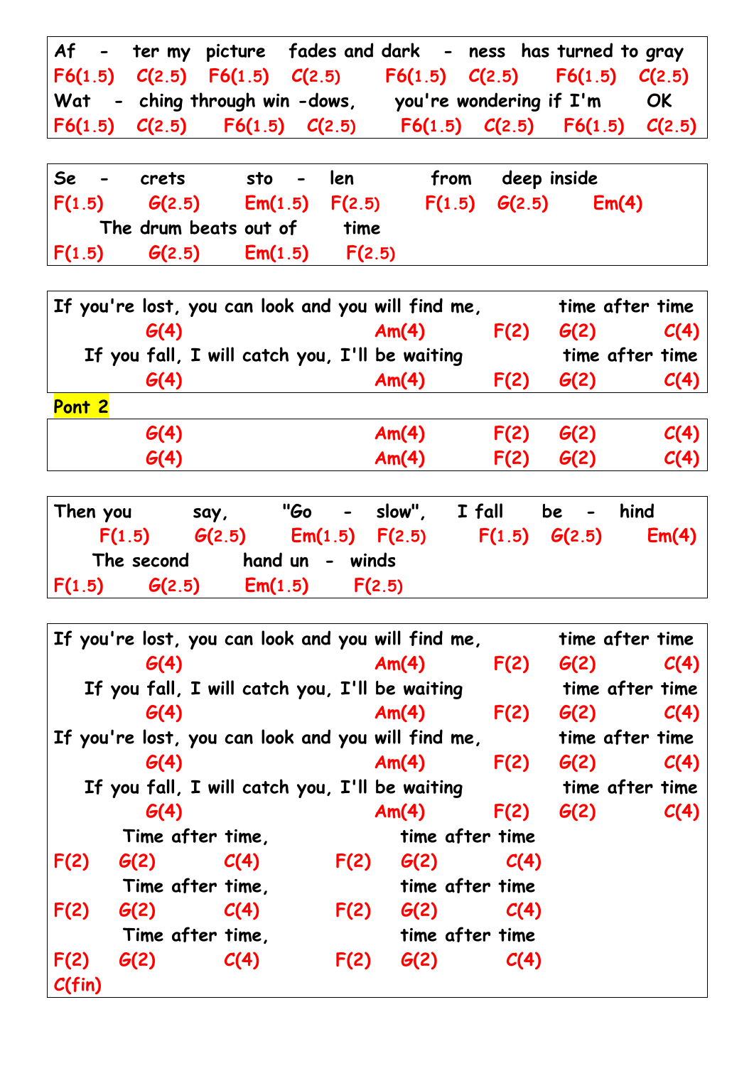```
Af    -   ter my  picture   fades and dark  -  ness  has turned to gray
F6(1.5)  C(2.5)  F6(1.5)  C(2.5)    F6(1.5)  C(2.5)    F6(1.5)  C(2.5)
Wat   -  ching through win -dows,     you're wondering if I'm      OK
F6(1.5)  C(2.5)    F6(1.5)  C(2.5)    F6(1.5)  C(2.5)    F6(1.5)  C(2.5)
```

```
Se    -    crets       sto   -   len          from    deep inside
F(1.5)    G(2.5)     Em(1.5)  F(2.5)      F(1.5)   G(2.5)      Em(4)
      The drum beats out of        time
F(1.5)      G(2.5)     Em(1.5)     F(2.5)
```

```
If you're lost, you can look and you will find me,          time after time
            G(4)                            Am(4)        F(2)    G(2)        C(4)
   If you fall, I will catch you, I'll be waiting            time after time
            G(4)                            Am(4)        F(2)    G(2)        C(4)
```

**Pont 2**

```
            G(4)                            Am(4)        F(2)    G(2)        C(4)
            G(4)                            Am(4)        F(2)    G(2)        C(4)
```

```
Then you        say,       "Go    -   slow",    I fall      be   -   hind
    F(1.5)     G(2.5)      Em(1.5)   F(2.5)       F(1.5)   G(2.5)      Em(4)
   The second        hand un  -  winds
F(1.5)      G(2.5)      Em(1.5)      F(2.5)
```

```
If you're lost, you can look and you will find me,          time after time
            G(4)                            Am(4)        F(2)    G(2)        C(4)
   If you fall, I will catch you, I'll be waiting            time after time
            G(4)                            Am(4)        F(2)    G(2)        C(4)
If you're lost, you can look and you will find me,          time after time
            G(4)                            Am(4)        F(2)    G(2)        C(4)
   If you fall, I will catch you, I'll be waiting            time after time
            G(4)                            Am(4)        F(2)    G(2)        C(4)
         Time after time,                       time after time
F(2)     G(2)        C(4)           F(2)     G(2)        C(4)
         Time after time,                       time after time
F(2)     G(2)        C(4)           F(2)     G(2)        C(4)
         Time after time,                       time after time
F(2)     G(2)        C(4)           F(2)     G(2)        C(4)
C(fin)
```